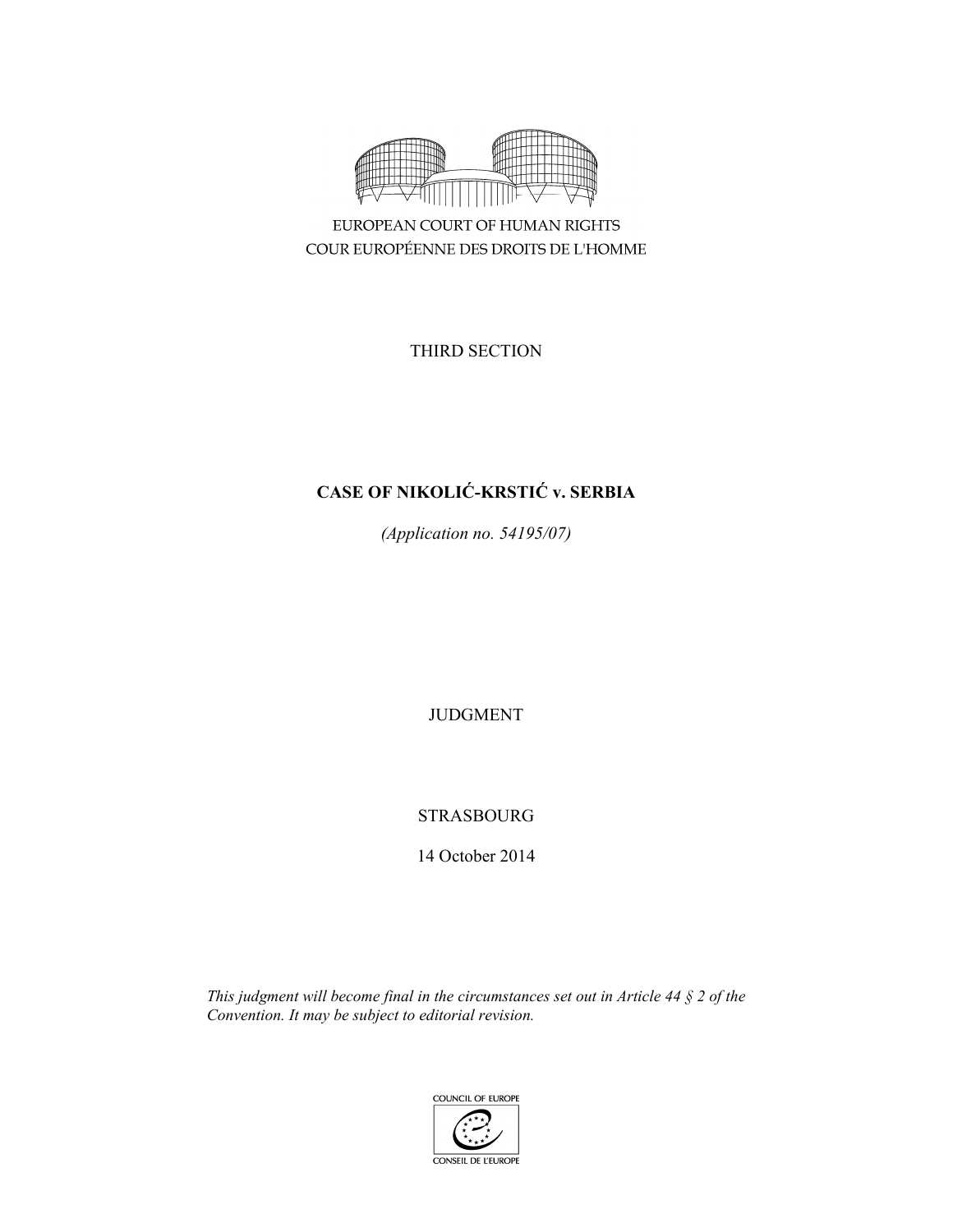EUROPEAN COURT OF HUMAN RIGHTS
COUR EUROPÉENNE DES DROITS DE L'HOMME

THIRD SECTION

# CASE OF NIKOLIĆ-KRSTIĆ v. SERBIA

*(Application no. 54195/07)*

JUDGMENT

STRASBOURG

14 October 2014

*This judgment will become final in the circumstances set out in Article 44 § 2 of the Convention. It may be subject to editorial revision.*

COUNCIL OF EUROPE
CONSEIL DE L'EUROPE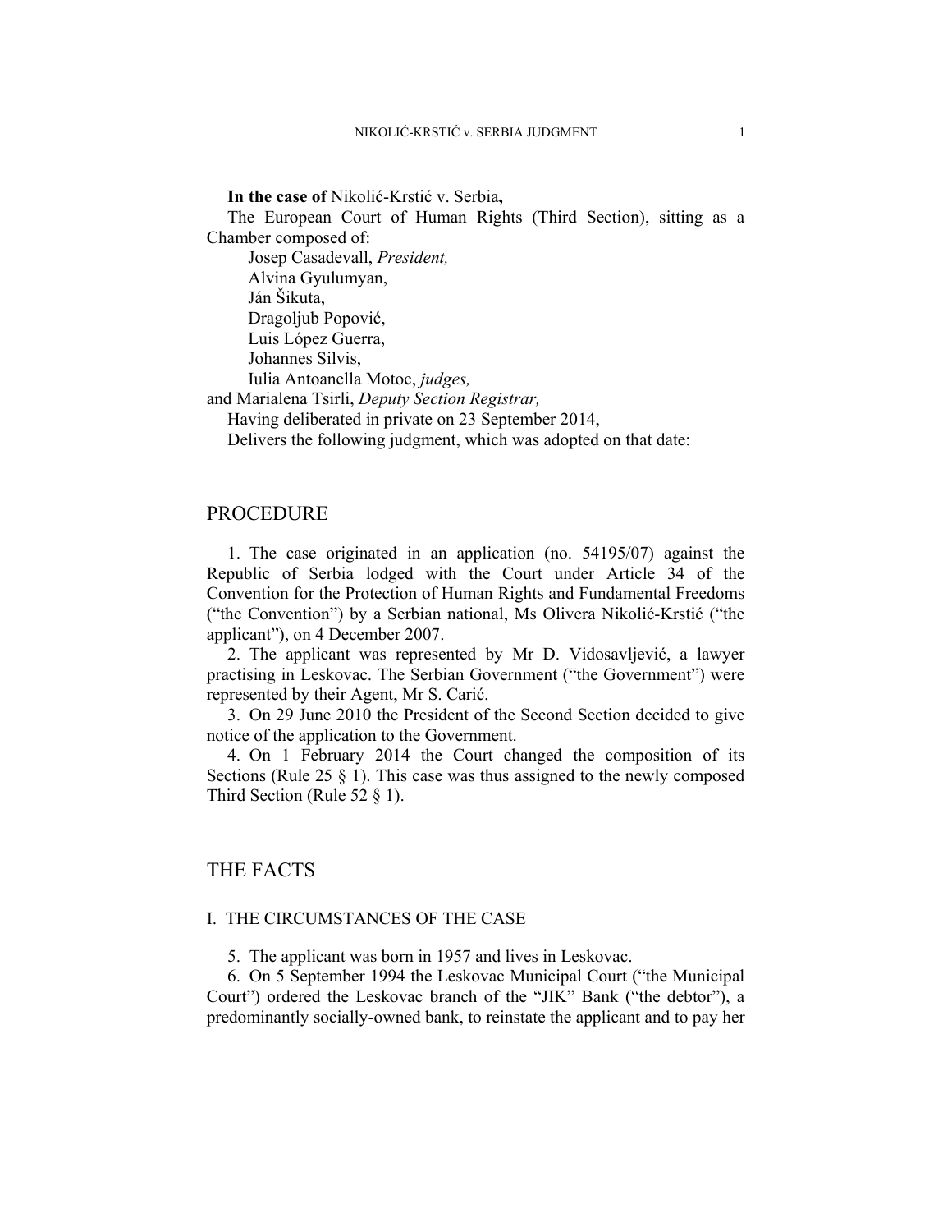**In the case of** Nikolić-Krstić v. Serbia**,**

The European Court of Human Rights (Third Section), sitting as a Chamber composed of:

Josep Casadevall, *President,*
Alvina Gyulumyan,
Ján Šikuta,
Dragoljub Popović,
Luis López Guerra,
Johannes Silvis,
Iulia Antoanella Motoc, *judges,*
and Marialena Tsirli, *Deputy Section Registrar,*

Having deliberated in private on 23 September 2014,

Delivers the following judgment, which was adopted on that date:

# PROCEDURE

1. The case originated in an application (no. 54195/07) against the Republic of Serbia lodged with the Court under Article 34 of the Convention for the Protection of Human Rights and Fundamental Freedoms ("the Convention") by a Serbian national, Ms Olivera Nikolić-Krstić ("the applicant"), on 4 December 2007.

2. The applicant was represented by Mr D. Vidosavljević, a lawyer practising in Leskovac. The Serbian Government ("the Government") were represented by their Agent, Mr S. Carić.

3. On 29 June 2010 the President of the Second Section decided to give notice of the application to the Government.

4. On 1 February 2014 the Court changed the composition of its Sections (Rule 25 § 1). This case was thus assigned to the newly composed Third Section (Rule 52 § 1).

# THE FACTS

## I. THE CIRCUMSTANCES OF THE CASE

5. The applicant was born in 1957 and lives in Leskovac.

6. On 5 September 1994 the Leskovac Municipal Court ("the Municipal Court") ordered the Leskovac branch of the "JIK" Bank ("the debtor"), a predominantly socially-owned bank, to reinstate the applicant and to pay her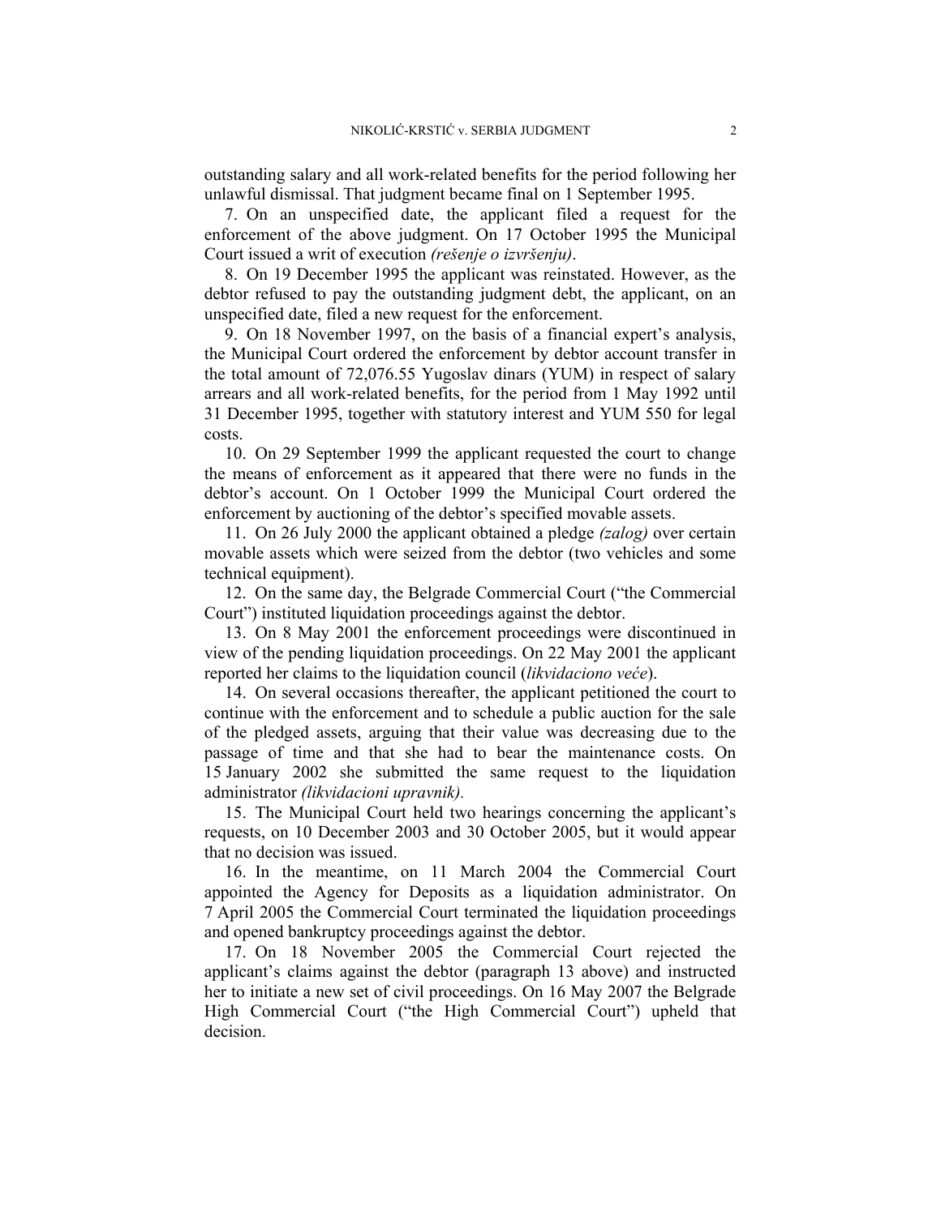outstanding salary and all work-related benefits for the period following her unlawful dismissal. That judgment became final on 1 September 1995.

7. On an unspecified date, the applicant filed a request for the enforcement of the above judgment. On 17 October 1995 the Municipal Court issued a writ of execution *(rešenje o izvršenju)*.

8. On 19 December 1995 the applicant was reinstated. However, as the debtor refused to pay the outstanding judgment debt, the applicant, on an unspecified date, filed a new request for the enforcement.

9. On 18 November 1997, on the basis of a financial expert's analysis, the Municipal Court ordered the enforcement by debtor account transfer in the total amount of 72,076.55 Yugoslav dinars (YUM) in respect of salary arrears and all work-related benefits, for the period from 1 May 1992 until 31 December 1995, together with statutory interest and YUM 550 for legal costs.

10. On 29 September 1999 the applicant requested the court to change the means of enforcement as it appeared that there were no funds in the debtor's account. On 1 October 1999 the Municipal Court ordered the enforcement by auctioning of the debtor's specified movable assets.

11. On 26 July 2000 the applicant obtained a pledge *(zalog)* over certain movable assets which were seized from the debtor (two vehicles and some technical equipment).

12. On the same day, the Belgrade Commercial Court ("the Commercial Court") instituted liquidation proceedings against the debtor.

13. On 8 May 2001 the enforcement proceedings were discontinued in view of the pending liquidation proceedings. On 22 May 2001 the applicant reported her claims to the liquidation council (*likvidaciono veće*).

14. On several occasions thereafter, the applicant petitioned the court to continue with the enforcement and to schedule a public auction for the sale of the pledged assets, arguing that their value was decreasing due to the passage of time and that she had to bear the maintenance costs. On 15 January 2002 she submitted the same request to the liquidation administrator *(likvidacioni upravnik).*

15. The Municipal Court held two hearings concerning the applicant's requests, on 10 December 2003 and 30 October 2005, but it would appear that no decision was issued.

16. In the meantime, on 11 March 2004 the Commercial Court appointed the Agency for Deposits as a liquidation administrator. On 7 April 2005 the Commercial Court terminated the liquidation proceedings and opened bankruptcy proceedings against the debtor.

17. On 18 November 2005 the Commercial Court rejected the applicant's claims against the debtor (paragraph 13 above) and instructed her to initiate a new set of civil proceedings. On 16 May 2007 the Belgrade High Commercial Court ("the High Commercial Court") upheld that decision.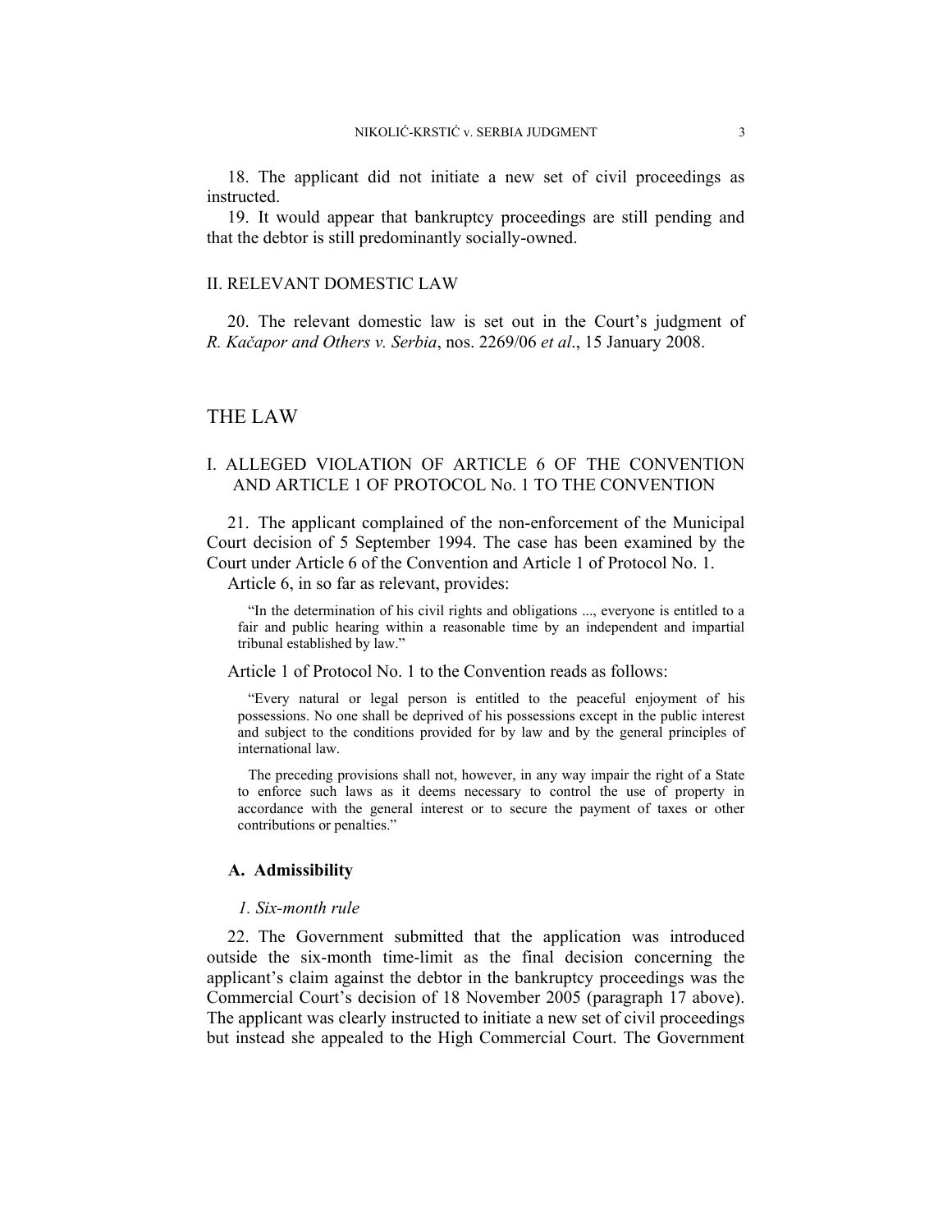18. The applicant did not initiate a new set of civil proceedings as instructed.

19. It would appear that bankruptcy proceedings are still pending and that the debtor is still predominantly socially-owned.

## II. RELEVANT DOMESTIC LAW

20. The relevant domestic law is set out in the Court's judgment of *R. Kačapor and Others v. Serbia*, nos. 2269/06 *et al*., 15 January 2008.

# THE LAW

## I. ALLEGED VIOLATION OF ARTICLE 6 OF THE CONVENTION AND ARTICLE 1 OF PROTOCOL No. 1 TO THE CONVENTION

21. The applicant complained of the non-enforcement of the Municipal Court decision of 5 September 1994. The case has been examined by the Court under Article 6 of the Convention and Article 1 of Protocol No. 1.

Article 6, in so far as relevant, provides:

> "In the determination of his civil rights and obligations ..., everyone is entitled to a fair and public hearing within a reasonable time by an independent and impartial tribunal established by law."

Article 1 of Protocol No. 1 to the Convention reads as follows:

> "Every natural or legal person is entitled to the peaceful enjoyment of his possessions. No one shall be deprived of his possessions except in the public interest and subject to the conditions provided for by law and by the general principles of international law.
>
> The preceding provisions shall not, however, in any way impair the right of a State to enforce such laws as it deems necessary to control the use of property in accordance with the general interest or to secure the payment of taxes or other contributions or penalties."

### A. Admissibility

#### *1. Six-month rule*

22. The Government submitted that the application was introduced outside the six-month time-limit as the final decision concerning the applicant's claim against the debtor in the bankruptcy proceedings was the Commercial Court's decision of 18 November 2005 (paragraph 17 above). The applicant was clearly instructed to initiate a new set of civil proceedings but instead she appealed to the High Commercial Court. The Government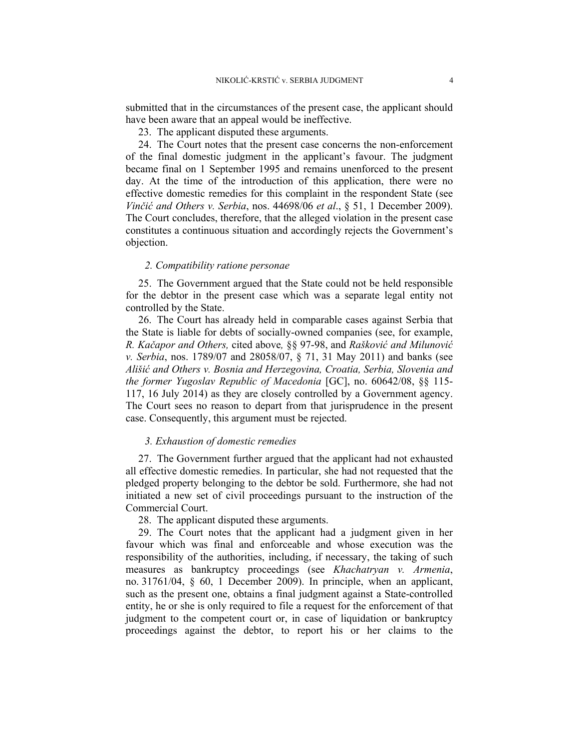submitted that in the circumstances of the present case, the applicant should have been aware that an appeal would be ineffective.

23. The applicant disputed these arguments.

24. The Court notes that the present case concerns the non-enforcement of the final domestic judgment in the applicant's favour. The judgment became final on 1 September 1995 and remains unenforced to the present day. At the time of the introduction of this application, there were no effective domestic remedies for this complaint in the respondent State (see *Vinčić and Others v. Serbia*, nos. 44698/06 *et al*., § 51, 1 December 2009). The Court concludes, therefore, that the alleged violation in the present case constitutes a continuous situation and accordingly rejects the Government's objection.

### *2. Compatibility ratione personae*

25. The Government argued that the State could not be held responsible for the debtor in the present case which was a separate legal entity not controlled by the State.

26. The Court has already held in comparable cases against Serbia that the State is liable for debts of socially-owned companies (see, for example, *R. Kačapor and Others,* cited above*,* §§ 97-98, and *Rašković and Milunović v. Serbia*, nos. 1789/07 and 28058/07, § 71, 31 May 2011) and banks (see *Ališić and Others v. Bosnia and Herzegovina, Croatia, Serbia, Slovenia and the former Yugoslav Republic of Macedonia* [GC], no. 60642/08, §§ 115-117, 16 July 2014) as they are closely controlled by a Government agency. The Court sees no reason to depart from that jurisprudence in the present case. Consequently, this argument must be rejected.

### *3. Exhaustion of domestic remedies*

27. The Government further argued that the applicant had not exhausted all effective domestic remedies. In particular, she had not requested that the pledged property belonging to the debtor be sold. Furthermore, she had not initiated a new set of civil proceedings pursuant to the instruction of the Commercial Court.

28. The applicant disputed these arguments.

29. The Court notes that the applicant had a judgment given in her favour which was final and enforceable and whose execution was the responsibility of the authorities, including, if necessary, the taking of such measures as bankruptcy proceedings (see *Khachatryan v. Armenia*, no. 31761/04, § 60, 1 December 2009). In principle, when an applicant, such as the present one, obtains a final judgment against a State-controlled entity, he or she is only required to file a request for the enforcement of that judgment to the competent court or, in case of liquidation or bankruptcy proceedings against the debtor, to report his or her claims to the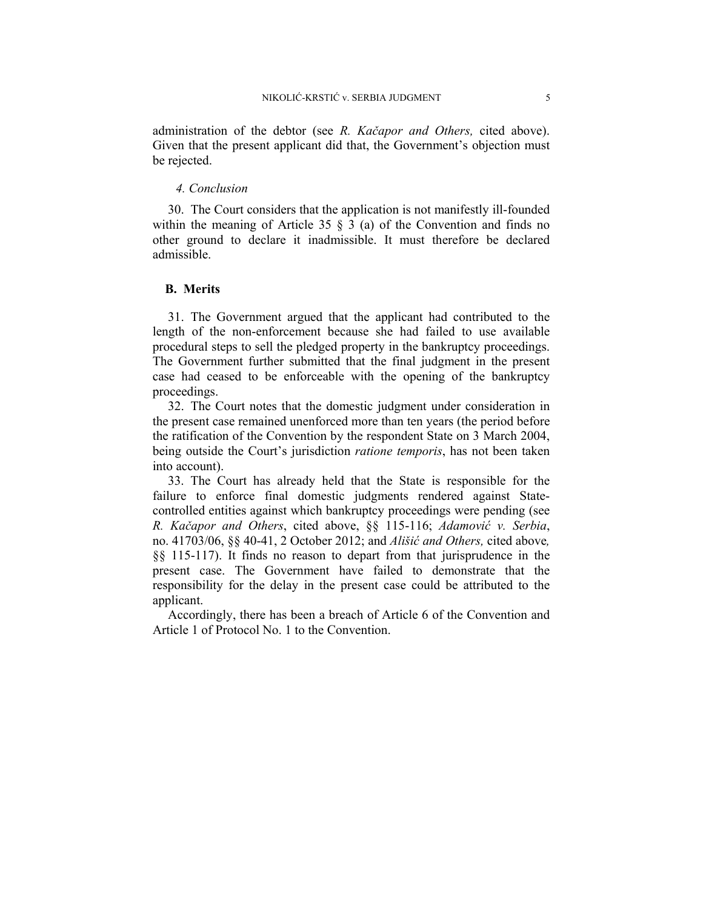administration of the debtor (see *R. Kačapor and Others,* cited above). Given that the present applicant did that, the Government's objection must be rejected.

*4. Conclusion*

30. The Court considers that the application is not manifestly ill-founded within the meaning of Article 35 § 3 (a) of the Convention and finds no other ground to declare it inadmissible. It must therefore be declared admissible.

**B. Merits**

31. The Government argued that the applicant had contributed to the length of the non-enforcement because she had failed to use available procedural steps to sell the pledged property in the bankruptcy proceedings. The Government further submitted that the final judgment in the present case had ceased to be enforceable with the opening of the bankruptcy proceedings.

32. The Court notes that the domestic judgment under consideration in the present case remained unenforced more than ten years (the period before the ratification of the Convention by the respondent State on 3 March 2004, being outside the Court's jurisdiction *ratione temporis*, has not been taken into account).

33. The Court has already held that the State is responsible for the failure to enforce final domestic judgments rendered against State-controlled entities against which bankruptcy proceedings were pending (see *R. Kačapor and Others*, cited above, §§ 115-116; *Adamović v. Serbia*, no. 41703/06, §§ 40-41, 2 October 2012; and *443išić and Others,* cited above*,* §§ 115-117). It finds no reason to depart from that jurisprudence in the present case. The Government have failed to demonstrate that the responsibility for the delay in the present case could be attributed to the applicant.

Accordingly, there has been a breach of Article 6 of the Convention and Article 1 of Protocol No. 1 to the Convention.

administration of the debtor (see *R. Kačapor and Others,* cited above). Given that the present applicant did that, the Government's objection must be rejected.

*4. Conclusion*

30. The Court considers that the application is not manifestly ill-founded within the meaning of Article 35 § 3 (a) of the Convention and finds no other ground to declare it inadmissible. It must therefore be declared admissible.

**B. Merits**

31. The Government argued that the applicant had contributed to the length of the non-enforcement because she had failed to use available procedural steps to sell the pledged property in the bankruptcy proceedings. The Government further submitted that the final judgment in the present case had ceased to be enforceable with the opening of the bankruptcy proceedings.

32. The Court notes that the domestic judgment under consideration in the present case remained unenforced more than ten years (the period before the ratification of the Convention by the respondent State on 3 March 2004, being outside the Court's jurisdiction *ratione temporis*, has not been taken into account).

33. The Court has already held that the State is responsible for the failure to enforce final domestic judgments rendered against State-controlled entities against which bankruptcy proceedings were pending (see *R. Kačapor and Others*, cited above, §§ 115-116; *Adamović v. Serbia*, no. 41703/06, §§ 40-41, 2 October 2012; and *Ališić and Others,* cited above*,* §§ 115-117). It finds no reason to depart from that jurisprudence in the present case. The Government have failed to demonstrate that the responsibility for the delay in the present case could be attributed to the applicant.

Accordingly, there has been a breach of Article 6 of the Convention and Article 1 of Protocol No. 1 to the Convention.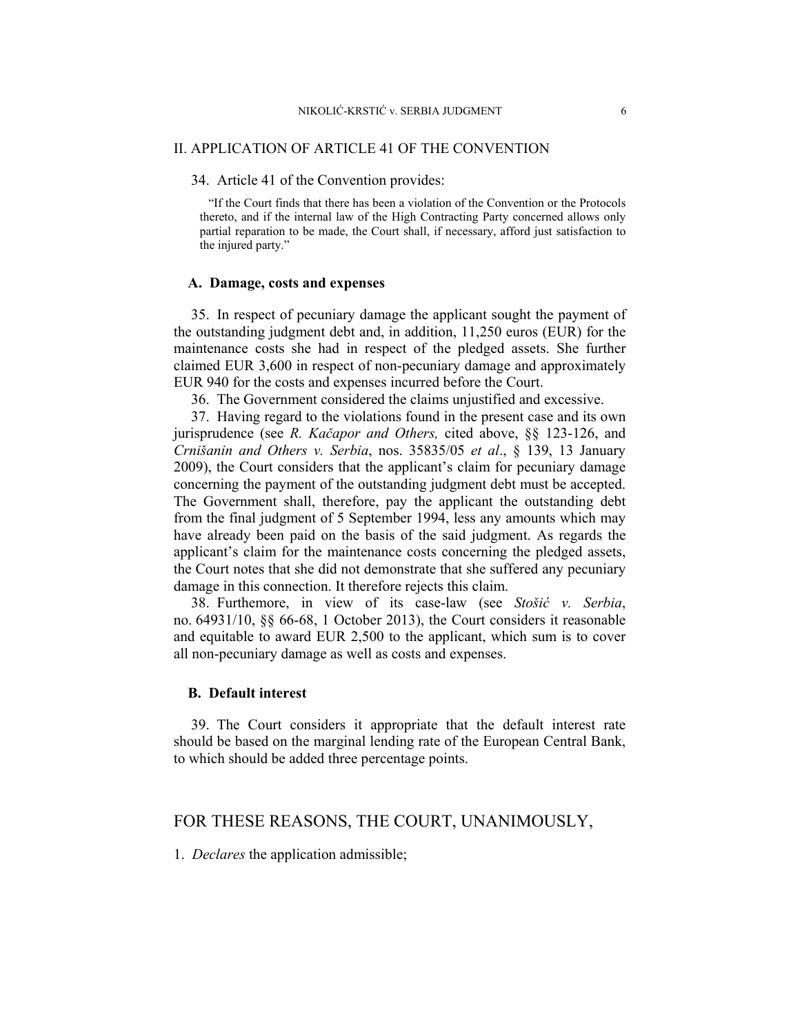## II. APPLICATION OF ARTICLE 41 OF THE CONVENTION

34. Article 41 of the Convention provides:

> "If the Court finds that there has been a violation of the Convention or the Protocols thereto, and if the internal law of the High Contracting Party concerned allows only partial reparation to be made, the Court shall, if necessary, afford just satisfaction to the injured party."

### A. Damage, costs and expenses

35. In respect of pecuniary damage the applicant sought the payment of the outstanding judgment debt and, in addition, 11,250 euros (EUR) for the maintenance costs she had in respect of the pledged assets. She further claimed EUR 3,600 in respect of non-pecuniary damage and approximately EUR 940 for the costs and expenses incurred before the Court.

36. The Government considered the claims unjustified and excessive.

37. Having regard to the violations found in the present case and its own jurisprudence (see *R. Kačapor and Others,* cited above, §§ 123-126, and *Crnišanin and Others v. Serbia*, nos. 35835/05 *et al*., § 139, 13 January 2009), the Court considers that the applicant's claim for pecuniary damage concerning the payment of the outstanding judgment debt must be accepted. The Government shall, therefore, pay the applicant the outstanding debt from the final judgment of 5 September 1994, less any amounts which may have already been paid on the basis of the said judgment. As regards the applicant's claim for the maintenance costs concerning the pledged assets, the Court notes that she did not demonstrate that she suffered any pecuniary damage in this connection. It therefore rejects this claim.

38. Furthemore, in view of its case-law (see *Stošić v. Serbia*, no. 64931/10, §§ 66-68, 1 October 2013), the Court considers it reasonable and equitable to award EUR 2,500 to the applicant, which sum is to cover all non-pecuniary damage as well as costs and expenses.

### B. Default interest

39. The Court considers it appropriate that the default interest rate should be based on the marginal lending rate of the European Central Bank, to which should be added three percentage points.

## FOR THESE REASONS, THE COURT, UNANIMOUSLY,

1. *Declares* the application admissible;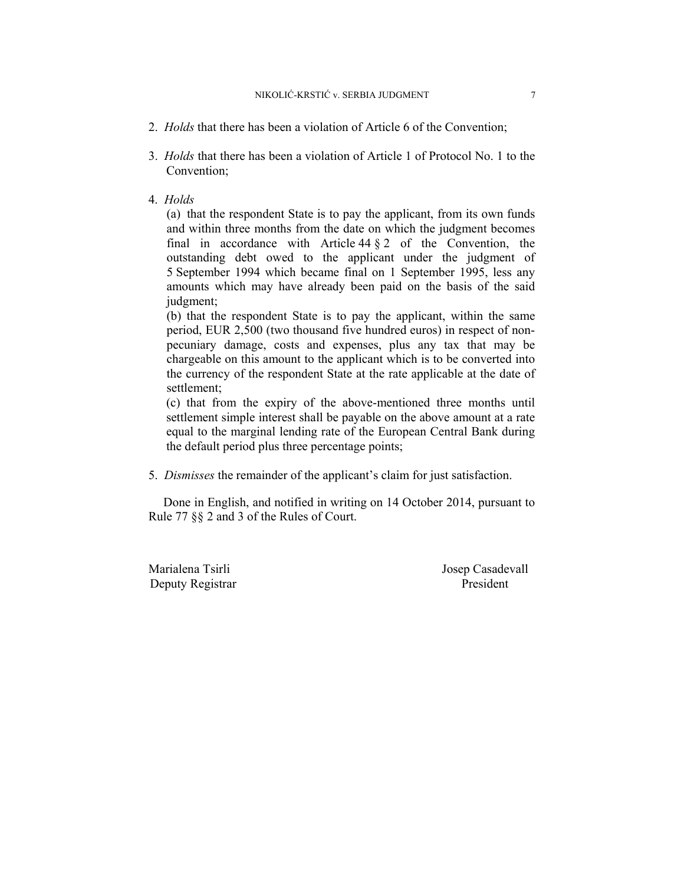2. *Holds* that there has been a violation of Article 6 of the Convention;

3. *Holds* that there has been a violation of Article 1 of Protocol No. 1 to the Convention;

4. *Holds*

   (a) that the respondent State is to pay the applicant, from its own funds and within three months from the date on which the judgment becomes final in accordance with Article 44 § 2 of the Convention, the outstanding debt owed to the applicant under the judgment of 5 September 1994 which became final on 1 September 1995, less any amounts which may have already been paid on the basis of the said judgment;

   (b) that the respondent State is to pay the applicant, within the same period, EUR 2,500 (two thousand five hundred euros) in respect of non-pecuniary damage, costs and expenses, plus any tax that may be chargeable on this amount to the applicant which is to be converted into the currency of the respondent State at the rate applicable at the date of settlement;

   (c) that from the expiry of the above-mentioned three months until settlement simple interest shall be payable on the above amount at a rate equal to the marginal lending rate of the European Central Bank during the default period plus three percentage points;

5. *Dismisses* the remainder of the applicant's claim for just satisfaction.

Done in English, and notified in writing on 14 October 2014, pursuant to Rule 77 §§ 2 and 3 of the Rules of Court.

| | |
|---|---|
| Marialena Tsirli | Josep Casadevall |
| Deputy Registrar | President |